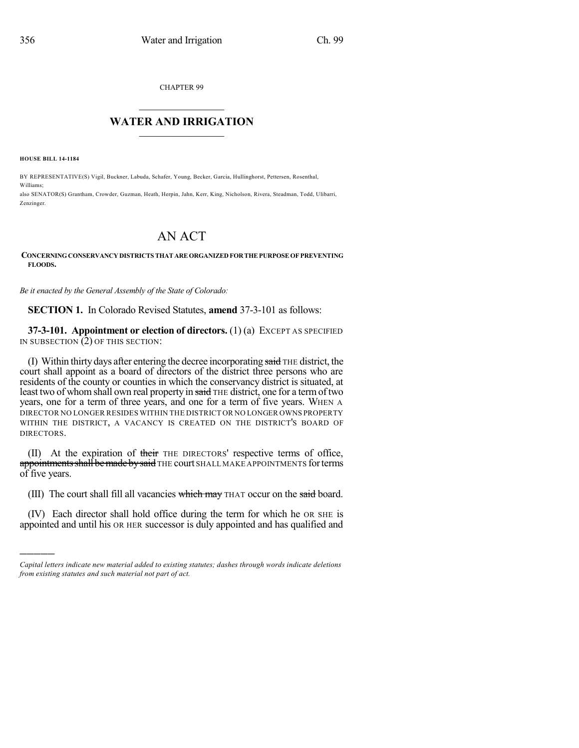CHAPTER 99

# WATER AND IRRIGATION

**HOUSE BILL 14-1184**

BY REPRESENTATIVE(S) Vigil, Buckner, Labuda, Schafer, Young, Becker, Garcia, Hullinghorst, Pettersen, Rosenthal, Williams;
also SENATOR(S) Grantham, Crowder, Guzman, Heath, Herpin, Jahn, Kerr, King, Nicholson, Rivera, Steadman, Todd, Ulibarri, Zenzinger.

# AN ACT

**CONCERNING CONSERVANCY DISTRICTS THAT ARE ORGANIZED FOR THE PURPOSE OF PREVENTING FLOODS.**

*Be it enacted by the General Assembly of the State of Colorado:*

**SECTION 1.** In Colorado Revised Statutes, **amend** 37-3-101 as follows:

**37-3-101. Appointment or election of directors.** (1) (a) EXCEPT AS SPECIFIED IN SUBSECTION (2) OF THIS SECTION:

(I) Within thirty days after entering the decree incorporating ~~said~~ THE district, the court shall appoint as a board of directors of the district three persons who are residents of the county or counties in which the conservancy district is situated, at least two of whom shall own real property in ~~said~~ THE district, one for a term of two years, one for a term of three years, and one for a term of five years. WHEN A DIRECTOR NO LONGER RESIDES WITHIN THE DISTRICT OR NO LONGER OWNS PROPERTY WITHIN THE DISTRICT, A VACANCY IS CREATED ON THE DISTRICT'S BOARD OF DIRECTORS.

(II) At the expiration of ~~their~~ THE DIRECTORS' respective terms of office, ~~appointments shall be made by said~~ THE court SHALL MAKE APPOINTMENTS for terms of five years.

(III) The court shall fill all vacancies ~~which may~~ THAT occur on the ~~said~~ board.

(IV) Each director shall hold office during the term for which he OR SHE is appointed and until his OR HER successor is duly appointed and has qualified and

*Capital letters indicate new material added to existing statutes; dashes through words indicate deletions from existing statutes and such material not part of act.*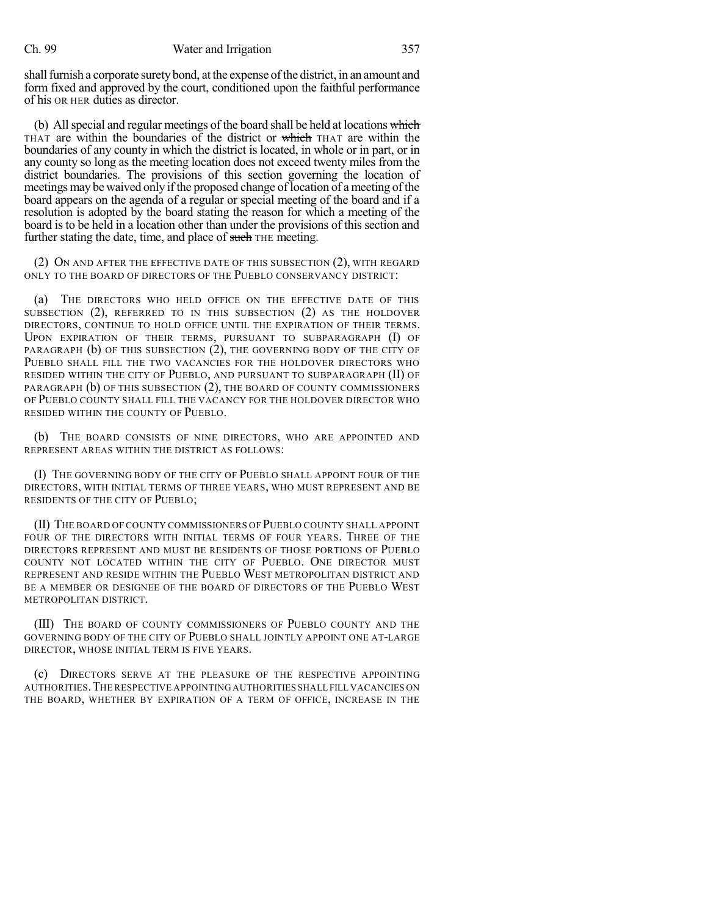shall furnish a corporate surety bond, at the expense of the district, in an amount and form fixed and approved by the court, conditioned upon the faithful performance of his OR HER duties as director.

(b) All special and regular meetings of the board shall be held at locations ~~which~~ THAT are within the boundaries of the district or ~~which~~ THAT are within the boundaries of any county in which the district is located, in whole or in part, or in any county so long as the meeting location does not exceed twenty miles from the district boundaries. The provisions of this section governing the location of meetings may be waived only if the proposed change of location of a meeting of the board appears on the agenda of a regular or special meeting of the board and if a resolution is adopted by the board stating the reason for which a meeting of the board is to be held in a location other than under the provisions of this section and further stating the date, time, and place of ~~such~~ THE meeting.

(2) ON AND AFTER THE EFFECTIVE DATE OF THIS SUBSECTION (2), WITH REGARD ONLY TO THE BOARD OF DIRECTORS OF THE PUEBLO CONSERVANCY DISTRICT:

(a) THE DIRECTORS WHO HELD OFFICE ON THE EFFECTIVE DATE OF THIS SUBSECTION (2), REFERRED TO IN THIS SUBSECTION (2) AS THE HOLDOVER DIRECTORS, CONTINUE TO HOLD OFFICE UNTIL THE EXPIRATION OF THEIR TERMS. UPON EXPIRATION OF THEIR TERMS, PURSUANT TO SUBPARAGRAPH (I) OF PARAGRAPH (b) OF THIS SUBSECTION (2), THE GOVERNING BODY OF THE CITY OF PUEBLO SHALL FILL THE TWO VACANCIES FOR THE HOLDOVER DIRECTORS WHO RESIDED WITHIN THE CITY OF PUEBLO, AND PURSUANT TO SUBPARAGRAPH (II) OF PARAGRAPH (b) OF THIS SUBSECTION (2), THE BOARD OF COUNTY COMMISSIONERS OF PUEBLO COUNTY SHALL FILL THE VACANCY FOR THE HOLDOVER DIRECTOR WHO RESIDED WITHIN THE COUNTY OF PUEBLO.

(b) THE BOARD CONSISTS OF NINE DIRECTORS, WHO ARE APPOINTED AND REPRESENT AREAS WITHIN THE DISTRICT AS FOLLOWS:

(I) THE GOVERNING BODY OF THE CITY OF PUEBLO SHALL APPOINT FOUR OF THE DIRECTORS, WITH INITIAL TERMS OF THREE YEARS, WHO MUST REPRESENT AND BE RESIDENTS OF THE CITY OF PUEBLO;

(II) THE BOARD OF COUNTY COMMISSIONERS OF PUEBLO COUNTY SHALL APPOINT FOUR OF THE DIRECTORS WITH INITIAL TERMS OF FOUR YEARS. THREE OF THE DIRECTORS REPRESENT AND MUST BE RESIDENTS OF THOSE PORTIONS OF PUEBLO COUNTY NOT LOCATED WITHIN THE CITY OF PUEBLO. ONE DIRECTOR MUST REPRESENT AND RESIDE WITHIN THE PUEBLO WEST METROPOLITAN DISTRICT AND BE A MEMBER OR DESIGNEE OF THE BOARD OF DIRECTORS OF THE PUEBLO WEST METROPOLITAN DISTRICT.

(III) THE BOARD OF COUNTY COMMISSIONERS OF PUEBLO COUNTY AND THE GOVERNING BODY OF THE CITY OF PUEBLO SHALL JOINTLY APPOINT ONE AT-LARGE DIRECTOR, WHOSE INITIAL TERM IS FIVE YEARS.

(c) DIRECTORS SERVE AT THE PLEASURE OF THE RESPECTIVE APPOINTING AUTHORITIES. THE RESPECTIVE APPOINTING AUTHORITIES SHALL FILL VACANCIES ON THE BOARD, WHETHER BY EXPIRATION OF A TERM OF OFFICE, INCREASE IN THE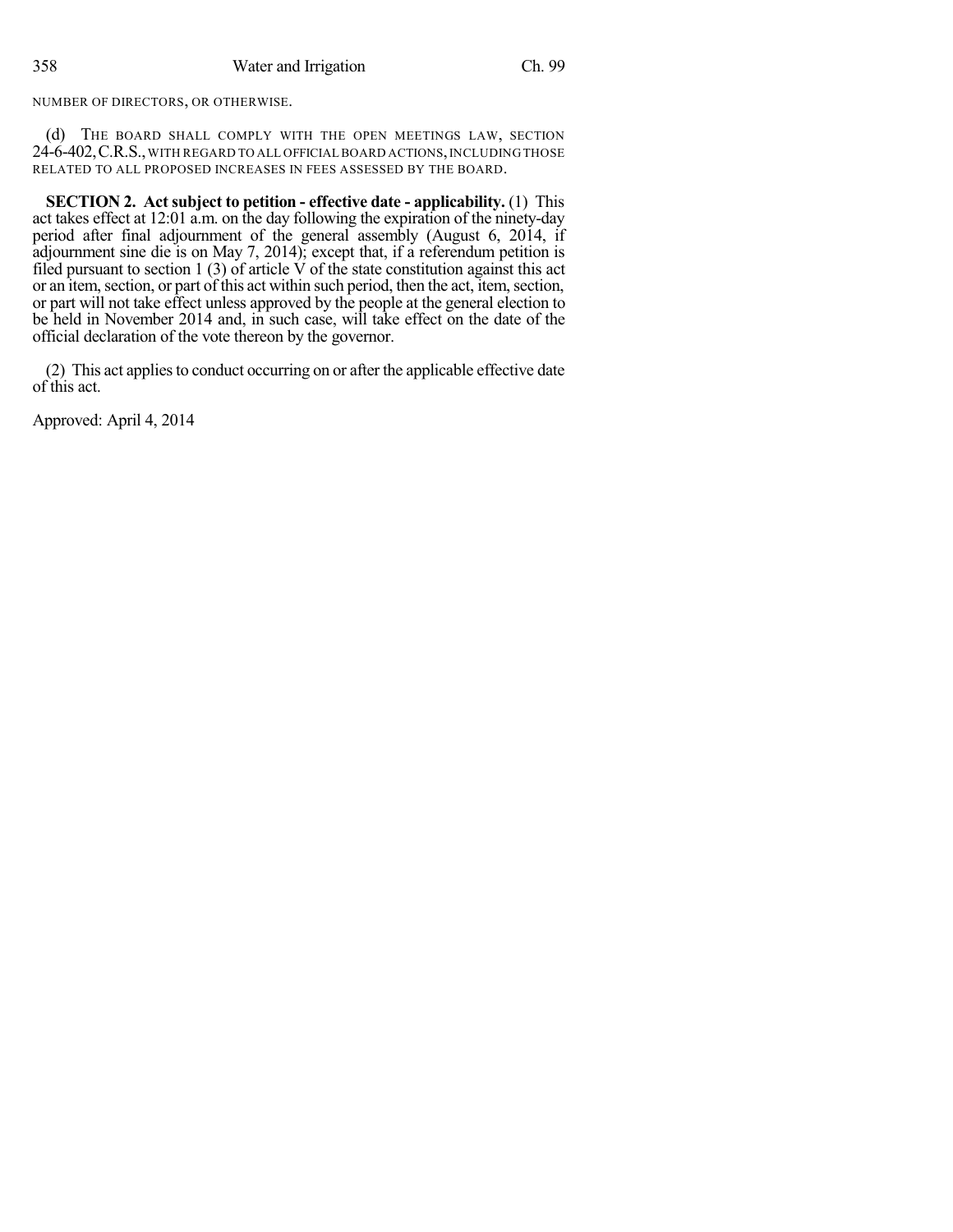NUMBER OF DIRECTORS, OR OTHERWISE.

(d) THE BOARD SHALL COMPLY WITH THE OPEN MEETINGS LAW, SECTION 24-6-402, C.R.S., WITH REGARD TO ALL OFFICIAL BOARD ACTIONS, INCLUDING THOSE RELATED TO ALL PROPOSED INCREASES IN FEES ASSESSED BY THE BOARD.

**SECTION 2. Act subject to petition - effective date - applicability.** (1) This act takes effect at 12:01 a.m. on the day following the expiration of the ninety-day period after final adjournment of the general assembly (August 6, 2014, if adjournment sine die is on May 7, 2014); except that, if a referendum petition is filed pursuant to section 1 (3) of article V of the state constitution against this act or an item, section, or part of this act within such period, then the act, item, section, or part will not take effect unless approved by the people at the general election to be held in November 2014 and, in such case, will take effect on the date of the official declaration of the vote thereon by the governor.

(2) This act applies to conduct occurring on or after the applicable effective date of this act.

Approved: April 4, 2014